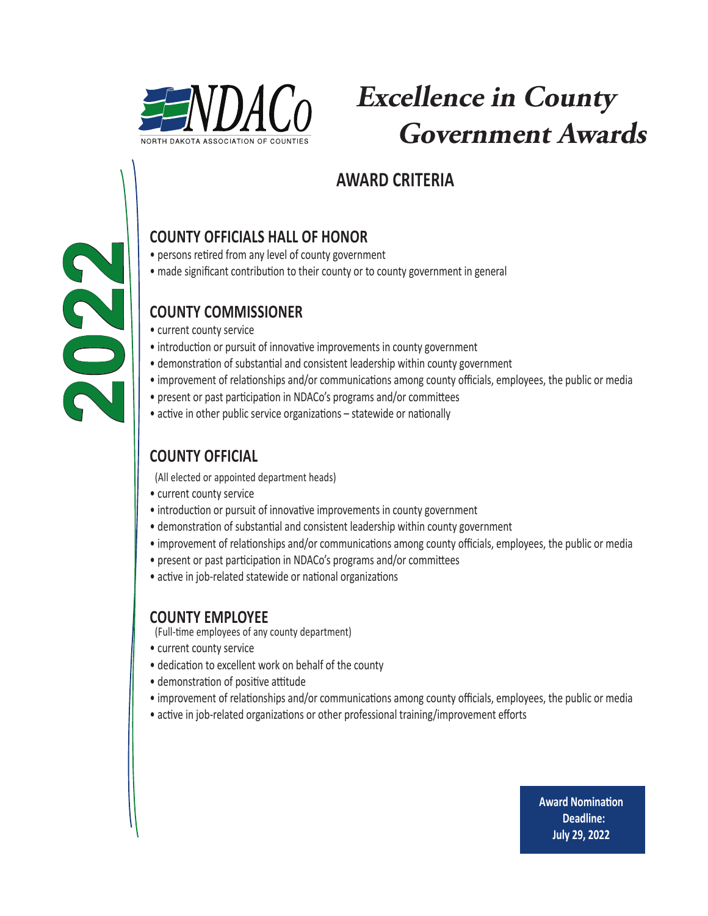NDACo

NORTH DAKOTA ASSOCIATION OF COUNTIES

# Excellence in County Government Awards

2022

## AWARD CRITERIA

### COUNTY OFFICIALS HALL OF HONOR

- persons retired from any level of county government
- made significant contribution to their county or to county government in general

### COUNTY COMMISSIONER

- current county service
- introduction or pursuit of innovative improvements in county government
- demonstration of substantial and consistent leadership within county government
- improvement of relationships and/or communications among county officials, employees, the public or media
- present or past participation in NDACo's programs and/or committees
- active in other public service organizations – statewide or nationally

### COUNTY OFFICIAL

(All elected or appointed department heads)

- current county service
- introduction or pursuit of innovative improvements in county government
- demonstration of substantial and consistent leadership within county government
- improvement of relationships and/or communications among county officials, employees, the public or media
- present or past participation in NDACo's programs and/or committees
- active in job-related statewide or national organizations

### COUNTY EMPLOYEE

(Full-time employees of any county department)

- current county service
- dedication to excellent work on behalf of the county
- demonstration of positive attitude
- improvement of relationships and/or communications among county officials, employees, the public or media
- active in job-related organizations or other professional training/improvement efforts

**Award Nomination Deadline: July 29, 2022**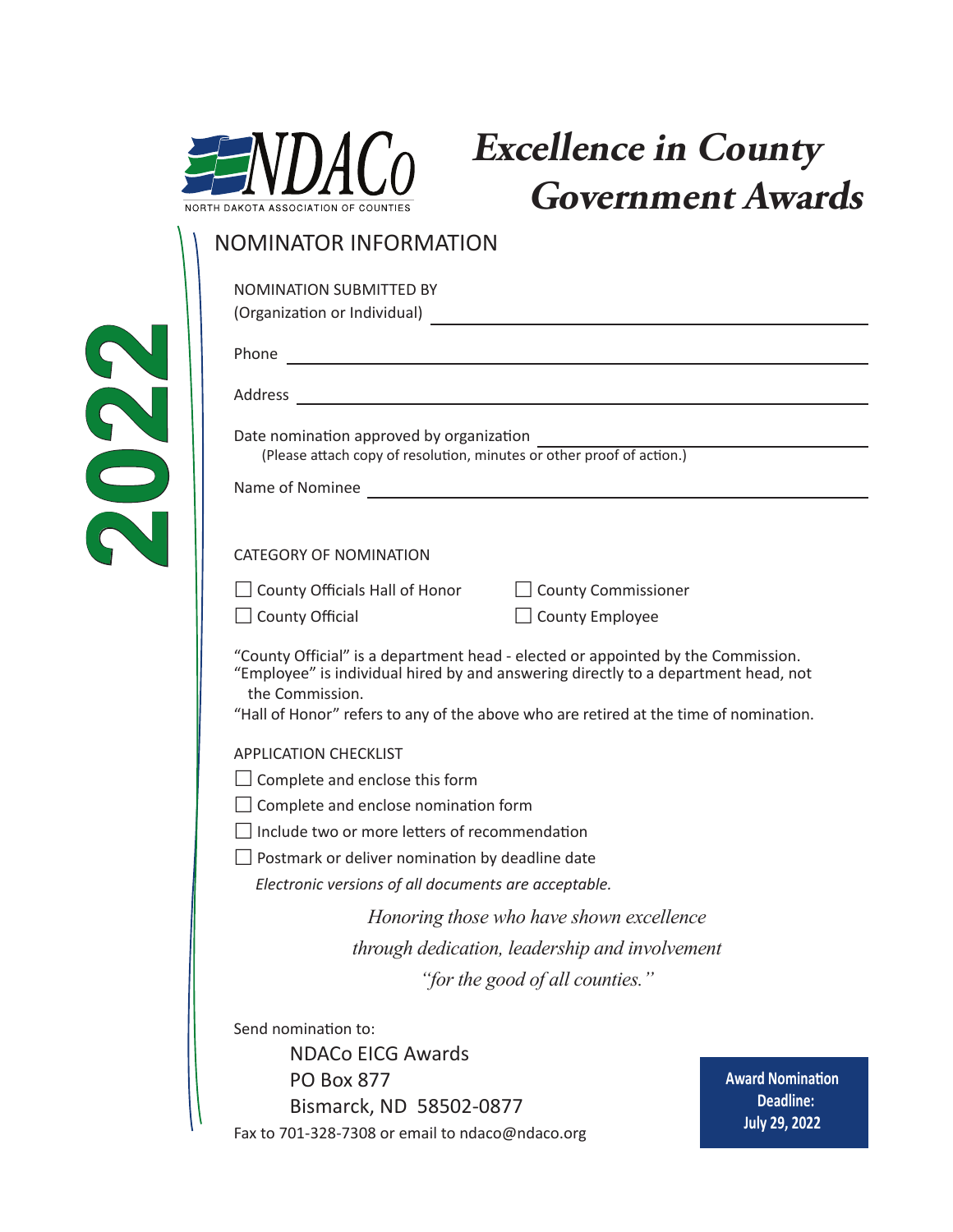NDACo

NORTH DAKOTA ASSOCIATION OF COUNTIES

# Excellence in County Government Awards

2022

## NOMINATOR INFORMATION

NOMINATION SUBMITTED BY
(Organization or Individual) \_\_\_\_\_\_\_\_\_\_\_\_\_\_\_\_\_\_\_\_\_\_\_\_\_\_\_\_\_\_\_\_

Phone \_\_\_\_\_\_\_\_\_\_\_\_\_\_\_\_\_\_\_\_\_\_\_\_\_\_\_\_\_\_\_\_

Address \_\_\_\_\_\_\_\_\_\_\_\_\_\_\_\_\_\_\_\_\_\_\_\_\_\_\_\_\_\_\_\_

Date nomination approved by organization \_\_\_\_\_\_\_\_\_\_\_\_\_\_\_\_\_\_\_\_
(Please attach copy of resolution, minutes or other proof of action.)

Name of Nominee \_\_\_\_\_\_\_\_\_\_\_\_\_\_\_\_\_\_\_\_\_\_\_\_\_\_\_\_\_\_\_\_

CATEGORY OF NOMINATION

- ☐ County Officials Hall of Honor
- ☐ County Commissioner
- ☐ County Official
- ☐ County Employee

"County Official" is a department head - elected or appointed by the Commission.
"Employee" is individual hired by and answering directly to a department head, not the Commission.
"Hall of Honor" refers to any of the above who are retired at the time of nomination.

APPLICATION CHECKLIST

- ☐ Complete and enclose this form
- ☐ Complete and enclose nomination form
- ☐ Include two or more letters of recommendation
- ☐ Postmark or deliver nomination by deadline date

*Electronic versions of all documents are acceptable.*

*Honoring those who have shown excellence*
*through dedication, leadership and involvement*
*"for the good of all counties."*

Send nomination to:

NDACo EICG Awards
PO Box 877
Bismarck, ND 58502-0877

Fax to 701-328-7308 or email to ndaco@ndaco.org

**Award Nomination Deadline: July 29, 2022**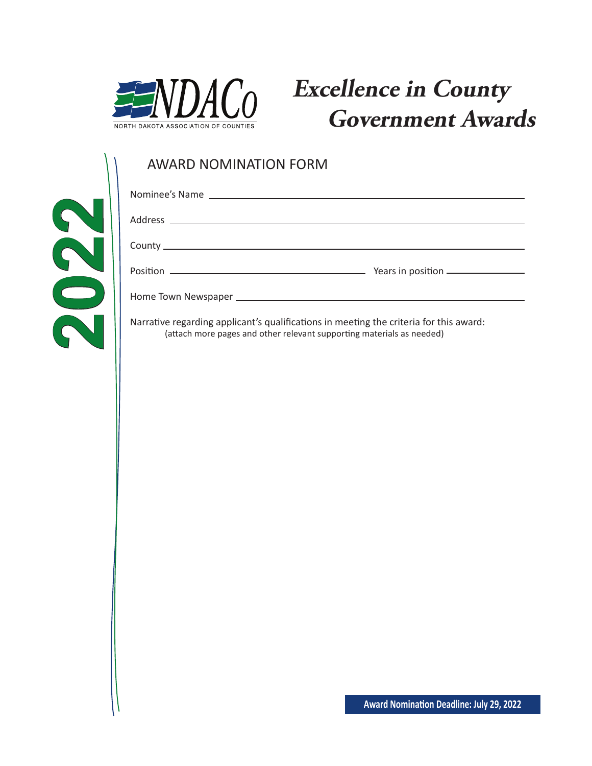NDACo

NORTH DAKOTA ASSOCIATION OF COUNTIES

# Excellence in County Government Awards

2022

## AWARD NOMINATION FORM

Nominee's Name ______________________________

Address ______________________________

County ______________________________

Position ______________________ Years in position ______________

Home Town Newspaper ______________________________

Narrative regarding applicant's qualifications in meeting the criteria for this award:
(attach more pages and other relevant supporting materials as needed)

**Award Nomination Deadline: July 29, 2022**